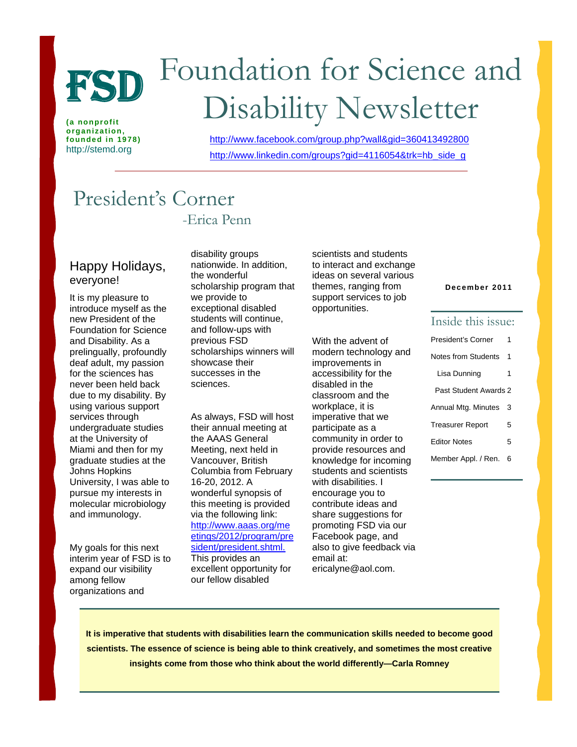# FSD Foundation for Science and Disability Newsletter

**(a nonprofit organization, founded in 1978)**
http://stemd.org

http://www.facebook.com/group.php?wall&gid=360413492800
http://www.linkedin.com/groups?gid=4116054&trk=hb_side_g

**December 2011**

### Inside this issue:

| | |
|---|---|
| President's Corner | 1 |
| Notes from Students | 1 |
| Lisa Dunning | 1 |
| Past Student Awards | 2 |
| Annual Mtg. Minutes | 3 |
| Treasurer Report | 5 |
| Editor Notes | 5 |
| Member Appl. / Ren. | 6 |

## President's Corner

-Erica Penn

### Happy Holidays, everyone!

It is my pleasure to introduce myself as the new President of the Foundation for Science and Disability. As a prelingually, profoundly deaf adult, my passion for the sciences has never been held back due to my disability. By using various support services through undergraduate studies at the University of Miami and then for my graduate studies at the Johns Hopkins University, I was able to pursue my interests in molecular microbiology and immunology.

My goals for this next interim year of FSD is to expand our visibility among fellow organizations and disability groups nationwide. In addition, the wonderful scholarship program that we provide to exceptional disabled students will continue, and follow-ups with previous FSD scholarships winners will showcase their successes in the sciences.

As always, FSD will host their annual meeting at the AAAS General Meeting, next held in Vancouver, British Columbia from February 16-20, 2012. A wonderful synopsis of this meeting is provided via the following link: http://www.aaas.org/meetings/2012/program/president/president.shtml. This provides an excellent opportunity for our fellow disabled scientists and students to interact and exchange ideas on several various themes, ranging from support services to job opportunities.

With the advent of modern technology and improvements in accessibility for the disabled in the classroom and the workplace, it is imperative that we participate as a community in order to provide resources and knowledge for incoming students and scientists with disabilities. I encourage you to contribute ideas and share suggestions for promoting FSD via our Facebook page, and also to give feedback via email at: ericalyne@aol.com.

**It is imperative that students with disabilities learn the communication skills needed to become good scientists. The essence of science is being able to think creatively, and sometimes the most creative insights come from those who think about the world differently—Carla Romney**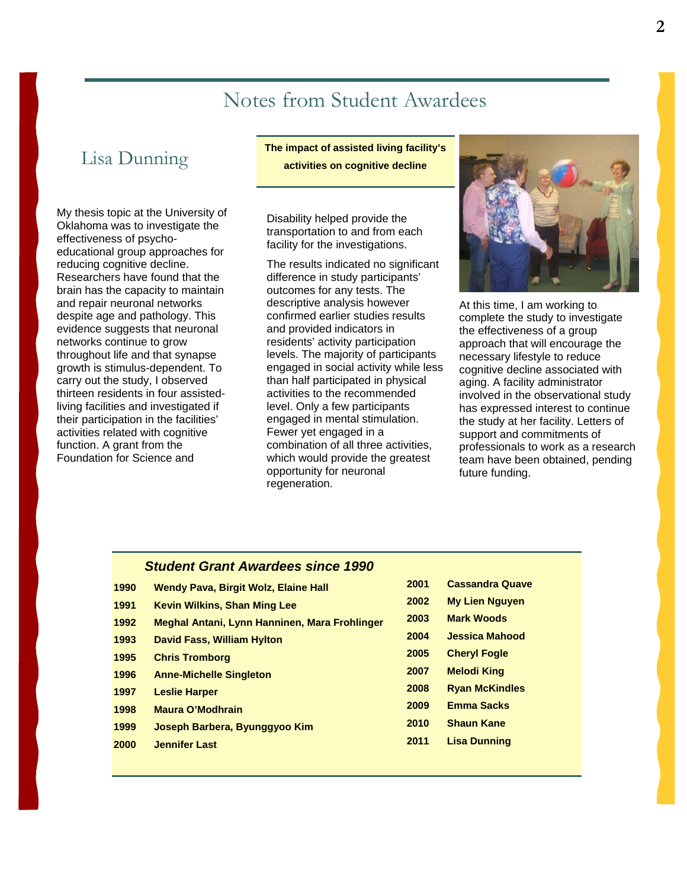# Notes from Student Awardees

## Lisa Dunning

**The impact of assisted living facility's activities on cognitive decline**

My thesis topic at the University of Oklahoma was to investigate the effectiveness of psycho-educational group approaches for reducing cognitive decline. Researchers have found that the brain has the capacity to maintain and repair neuronal networks despite age and pathology. This evidence suggests that neuronal networks continue to grow throughout life and that synapse growth is stimulus-dependent. To carry out the study, I observed thirteen residents in four assisted-living facilities and investigated if their participation in the facilities' activities related with cognitive function. A grant from the Foundation for Science and Disability helped provide the transportation to and from each facility for the investigations.

The results indicated no significant difference in study participants' outcomes for any tests. The descriptive analysis however confirmed earlier studies results and provided indicators in residents' activity participation levels. The majority of participants engaged in social activity while less than half participated in physical activities to the recommended level. Only a few participants engaged in mental stimulation. Fewer yet engaged in a combination of all three activities, which would provide the greatest opportunity for neuronal regeneration.

At this time, I am working to complete the study to investigate the effectiveness of a group approach that will encourage the necessary lifestyle to reduce cognitive decline associated with aging. A facility administrator involved in the observational study has expressed interest to continue the study at her facility. Letters of support and commitments of professionals to work as a research team have been obtained, pending future funding.

### *Student Grant Awardees since 1990*

| Year | Awardees |
|---|---|
| **1990** | **Wendy Pava, Birgit Wolz, Elaine Hall** |
| **1991** | **Kevin Wilkins, Shan Ming Lee** |
| **1992** | **Meghal Antani, Lynn Hanninen, Mara Frohlinger** |
| **1993** | **David Fass, William Hylton** |
| **1995** | **Chris Tromborg** |
| **1996** | **Anne-Michelle Singleton** |
| **1997** | **Leslie Harper** |
| **1998** | **Maura O'Modhrain** |
| **1999** | **Joseph Barbera, Byunggyoo Kim** |
| **2000** | **Jennifer Last** |
| **2001** | **Cassandra Quave** |
| **2002** | **My Lien Nguyen** |
| **2003** | **Mark Woods** |
| **2004** | **Jessica Mahood** |
| **2005** | **Cheryl Fogle** |
| **2007** | **Melodi King** |
| **2008** | **Ryan McKindles** |
| **2009** | **Emma Sacks** |
| **2010** | **Shaun Kane** |
| **2011** | **Lisa Dunning** |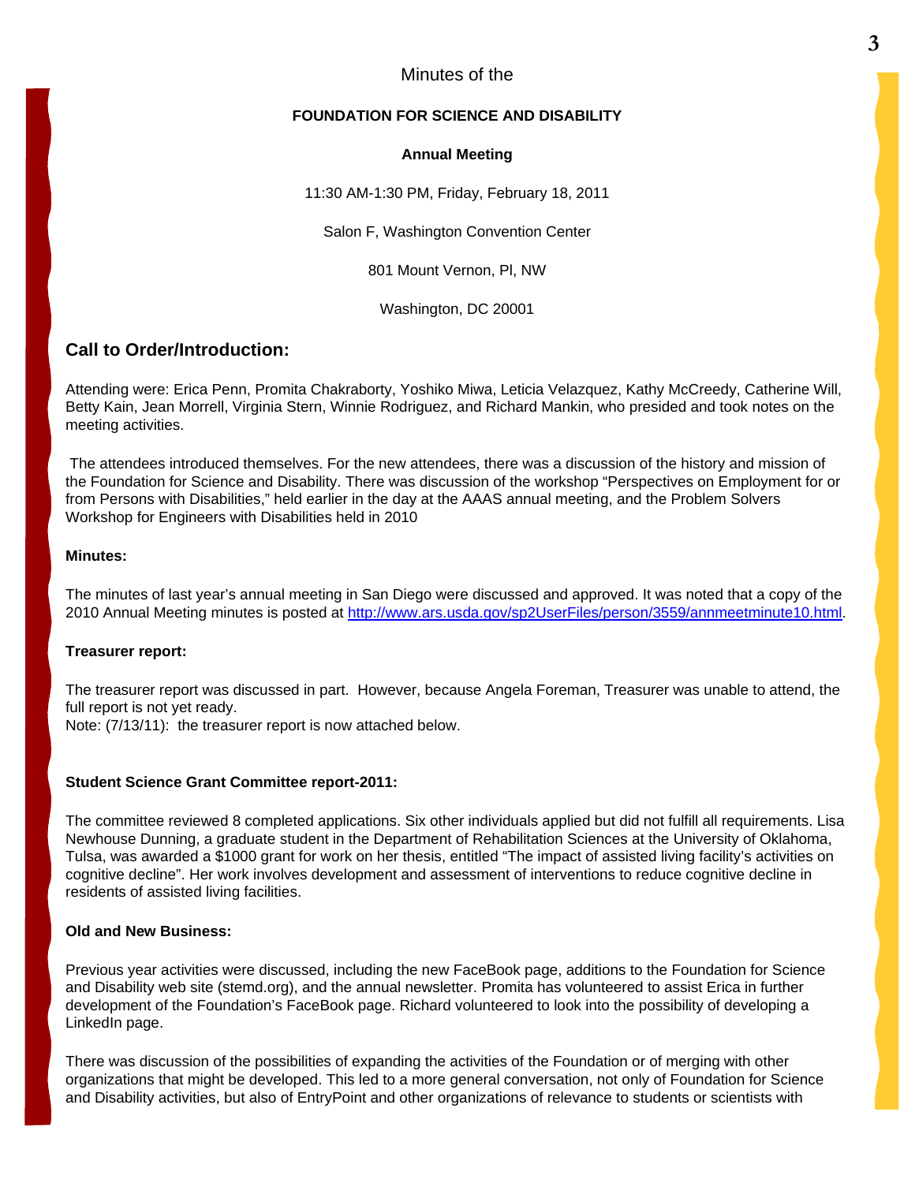Minutes of the

**FOUNDATION FOR SCIENCE AND DISABILITY**

**Annual Meeting**

11:30 AM-1:30 PM, Friday, February 18, 2011

Salon F, Washington Convention Center

801 Mount Vernon, Pl, NW

Washington, DC 20001

## Call to Order/Introduction:

Attending were: Erica Penn, Promita Chakraborty, Yoshiko Miwa, Leticia Velazquez, Kathy McCreedy, Catherine Will, Betty Kain, Jean Morrell, Virginia Stern, Winnie Rodriguez, and Richard Mankin, who presided and took notes on the meeting activities.

The attendees introduced themselves. For the new attendees, there was a discussion of the history and mission of the Foundation for Science and Disability. There was discussion of the workshop "Perspectives on Employment for or from Persons with Disabilities," held earlier in the day at the AAAS annual meeting, and the Problem Solvers Workshop for Engineers with Disabilities held in 2010

**Minutes:**

The minutes of last year's annual meeting in San Diego were discussed and approved. It was noted that a copy of the 2010 Annual Meeting minutes is posted at http://www.ars.usda.gov/sp2UserFiles/person/3559/annmeetminute10.html.

**Treasurer report:**

The treasurer report was discussed in part. However, because Angela Foreman, Treasurer was unable to attend, the full report is not yet ready.
Note: (7/13/11): the treasurer report is now attached below.

**Student Science Grant Committee report-2011:**

The committee reviewed 8 completed applications. Six other individuals applied but did not fulfill all requirements. Lisa Newhouse Dunning, a graduate student in the Department of Rehabilitation Sciences at the University of Oklahoma, Tulsa, was awarded a $1000 grant for work on her thesis, entitled "The impact of assisted living facility's activities on cognitive decline". Her work involves development and assessment of interventions to reduce cognitive decline in residents of assisted living facilities.

**Old and New Business:**

Previous year activities were discussed, including the new FaceBook page, additions to the Foundation for Science and Disability web site (stemd.org), and the annual newsletter. Promita has volunteered to assist Erica in further development of the Foundation's FaceBook page. Richard volunteered to look into the possibility of developing a LinkedIn page.

There was discussion of the possibilities of expanding the activities of the Foundation or of merging with other organizations that might be developed. This led to a more general conversation, not only of Foundation for Science and Disability activities, but also of EntryPoint and other organizations of relevance to students or scientists with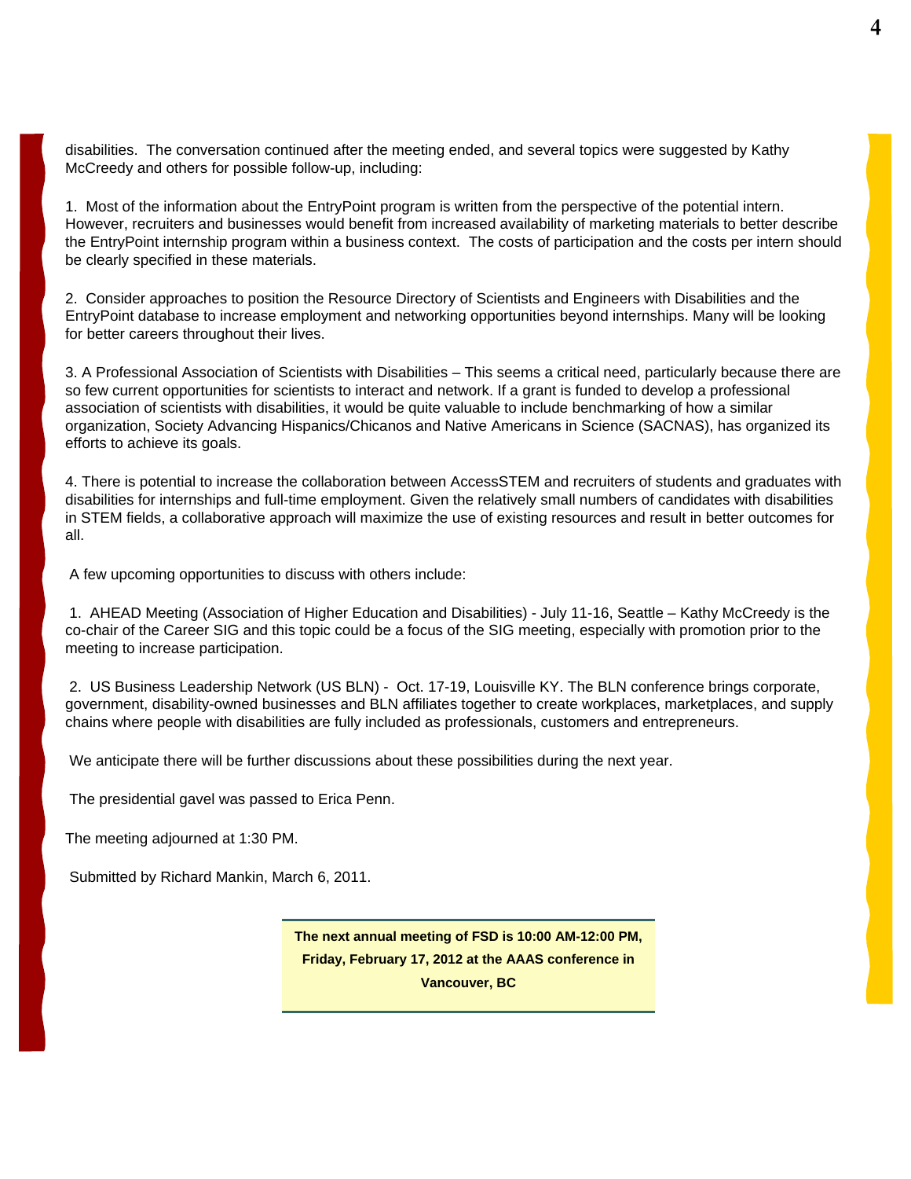disabilities. The conversation continued after the meeting ended, and several topics were suggested by Kathy McCreedy and others for possible follow-up, including:

1. Most of the information about the EntryPoint program is written from the perspective of the potential intern. However, recruiters and businesses would benefit from increased availability of marketing materials to better describe the EntryPoint internship program within a business context. The costs of participation and the costs per intern should be clearly specified in these materials.

2. Consider approaches to position the Resource Directory of Scientists and Engineers with Disabilities and the EntryPoint database to increase employment and networking opportunities beyond internships. Many will be looking for better careers throughout their lives.

3. A Professional Association of Scientists with Disabilities – This seems a critical need, particularly because there are so few current opportunities for scientists to interact and network. If a grant is funded to develop a professional association of scientists with disabilities, it would be quite valuable to include benchmarking of how a similar organization, Society Advancing Hispanics/Chicanos and Native Americans in Science (SACNAS), has organized its efforts to achieve its goals.

4. There is potential to increase the collaboration between AccessSTEM and recruiters of students and graduates with disabilities for internships and full-time employment. Given the relatively small numbers of candidates with disabilities in STEM fields, a collaborative approach will maximize the use of existing resources and result in better outcomes for all.

A few upcoming opportunities to discuss with others include:

1. AHEAD Meeting (Association of Higher Education and Disabilities) - July 11-16, Seattle – Kathy McCreedy is the co-chair of the Career SIG and this topic could be a focus of the SIG meeting, especially with promotion prior to the meeting to increase participation.

2. US Business Leadership Network (US BLN) - Oct. 17-19, Louisville KY. The BLN conference brings corporate, government, disability-owned businesses and BLN affiliates together to create workplaces, marketplaces, and supply chains where people with disabilities are fully included as professionals, customers and entrepreneurs.

We anticipate there will be further discussions about these possibilities during the next year.

The presidential gavel was passed to Erica Penn.

The meeting adjourned at 1:30 PM.

Submitted by Richard Mankin, March 6, 2011.

**The next annual meeting of FSD is 10:00 AM-12:00 PM, Friday, February 17, 2012 at the AAAS conference in Vancouver, BC**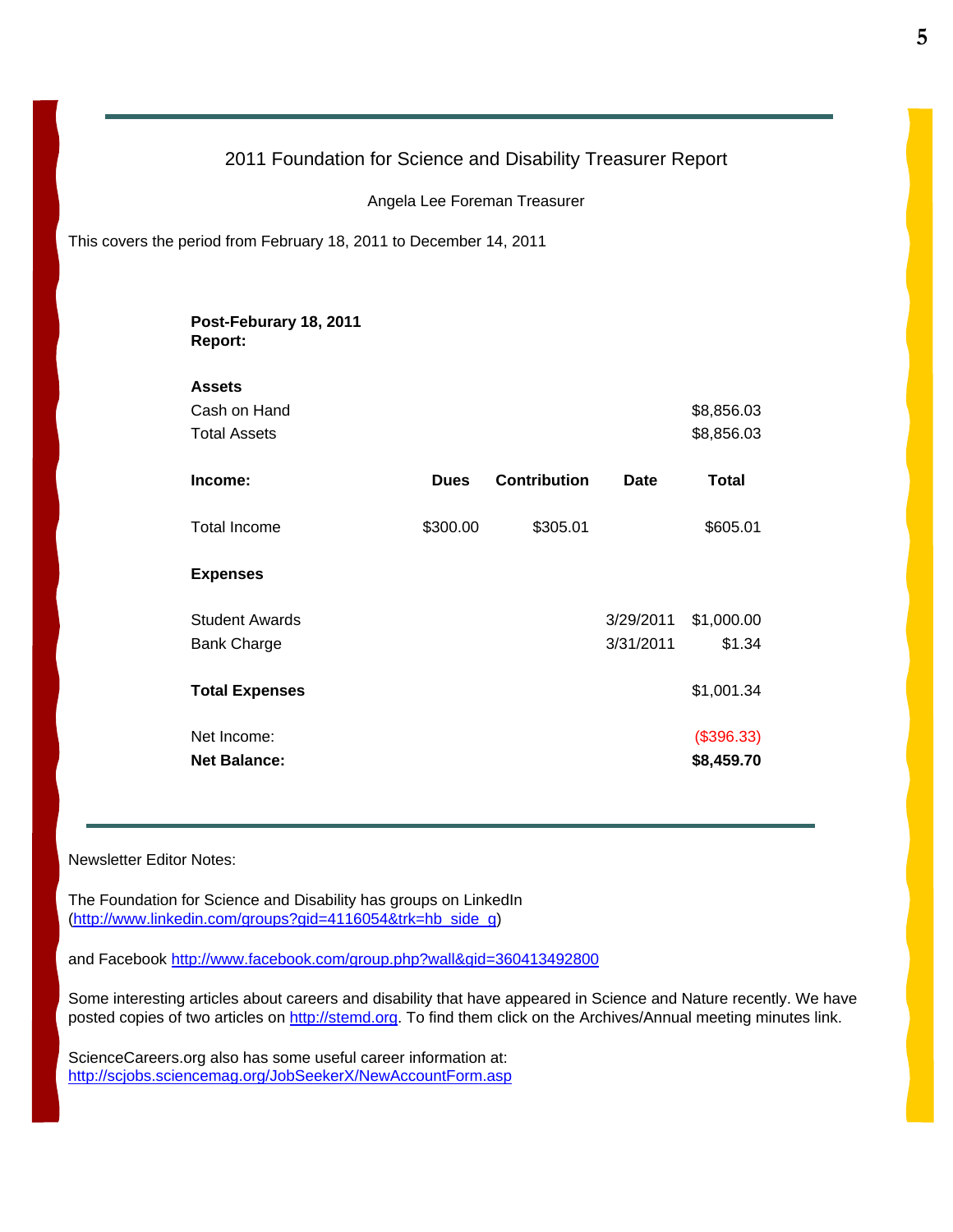## 2011 Foundation for Science and Disability Treasurer Report

Angela Lee Foreman Treasurer

This covers the period from February 18, 2011 to December 14, 2011

**Post-Feburary 18, 2011 Report:**

| | | | | |
|---|---|---|---|---|
| **Assets** | | | | |
| Cash on Hand | | | | $8,856.03 |
| Total Assets | | | | $8,856.03 |
| **Income:** | **Dues** | **Contribution** | **Date** | **Total** |
| Total Income | $300.00 | $305.01 | | $605.01 |
| **Expenses** | | | | |
| Student Awards | | | 3/29/2011 | $1,000.00 |
| Bank Charge | | | 3/31/2011 | $1.34 |
| **Total Expenses** | | | | $1,001.34 |
| Net Income: | | | | ($396.33) |
| **Net Balance:** | | | | **$8,459.70** |

Newsletter Editor Notes:

The Foundation for Science and Disability has groups on LinkedIn (http://www.linkedin.com/groups?gid=4116054&trk=hb_side_g)

and Facebook http://www.facebook.com/group.php?wall&gid=360413492800

Some interesting articles about careers and disability that have appeared in Science and Nature recently. We have posted copies of two articles on http://stemd.org. To find them click on the Archives/Annual meeting minutes link.

ScienceCareers.org also has some useful career information at: http://scjobs.sciencemag.org/JobSeekerX/NewAccountForm.asp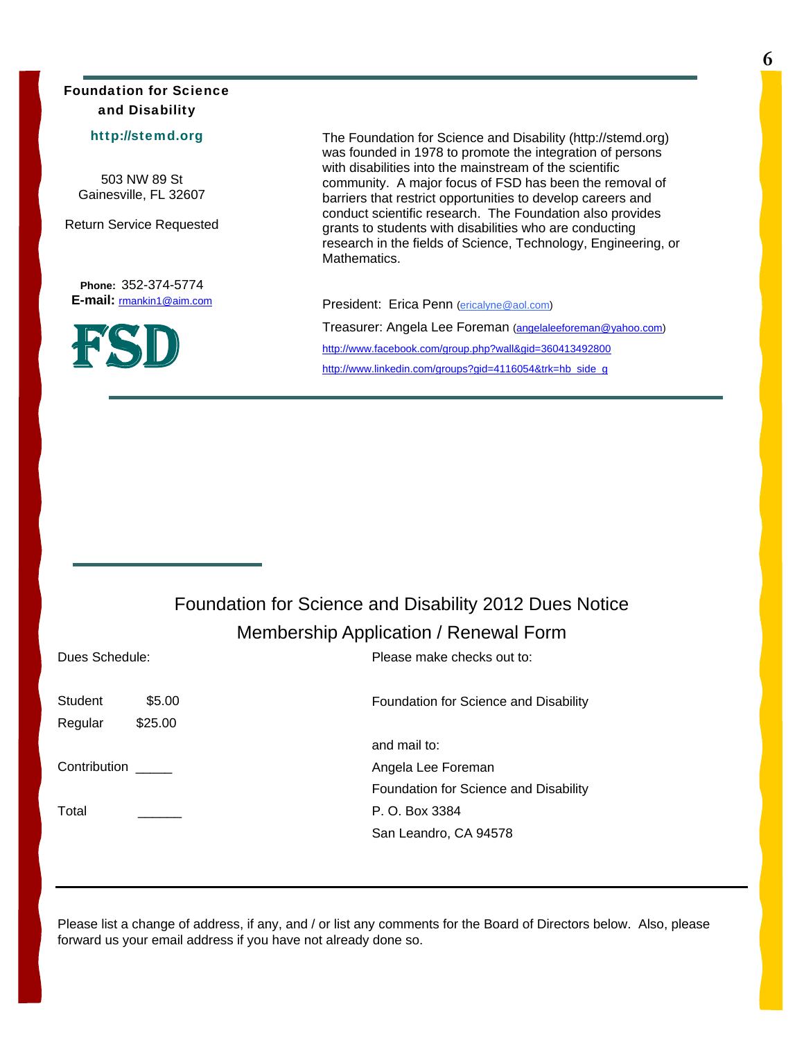**Foundation for Science and Disability**

**http://stemd.org**

503 NW 89 St
Gainesville, FL 32607

Return Service Requested

**Phone:** 352-374-5774
**E-mail:** rmankin1@aim.com

FSD

The Foundation for Science and Disability (http://stemd.org) was founded in 1978 to promote the integration of persons with disabilities into the mainstream of the scientific community. A major focus of FSD has been the removal of barriers that restrict opportunities to develop careers and conduct scientific research. The Foundation also provides grants to students with disabilities who are conducting research in the fields of Science, Technology, Engineering, or Mathematics.

President: Erica Penn (ericalyne@aol.com)

Treasurer: Angela Lee Foreman (angelaleeforeman@yahoo.com)

http://www.facebook.com/group.php?wall&gid=360413492800

http://www.linkedin.com/groups?gid=4116054&trk=hb_side_g

## Foundation for Science and Disability 2012 Dues Notice

## Membership Application / Renewal Form

Dues Schedule:

| | |
|---|---|
| Student | $5.00 |
| Regular | $25.00 |
| Contribution | _____ |
| Total | ______ |

Please make checks out to:

Foundation for Science and Disability

and mail to:

Angela Lee Foreman
Foundation for Science and Disability
P. O. Box 3384
San Leandro, CA 94578

---

Please list a change of address, if any, and / or list any comments for the Board of Directors below. Also, please forward us your email address if you have not already done so.